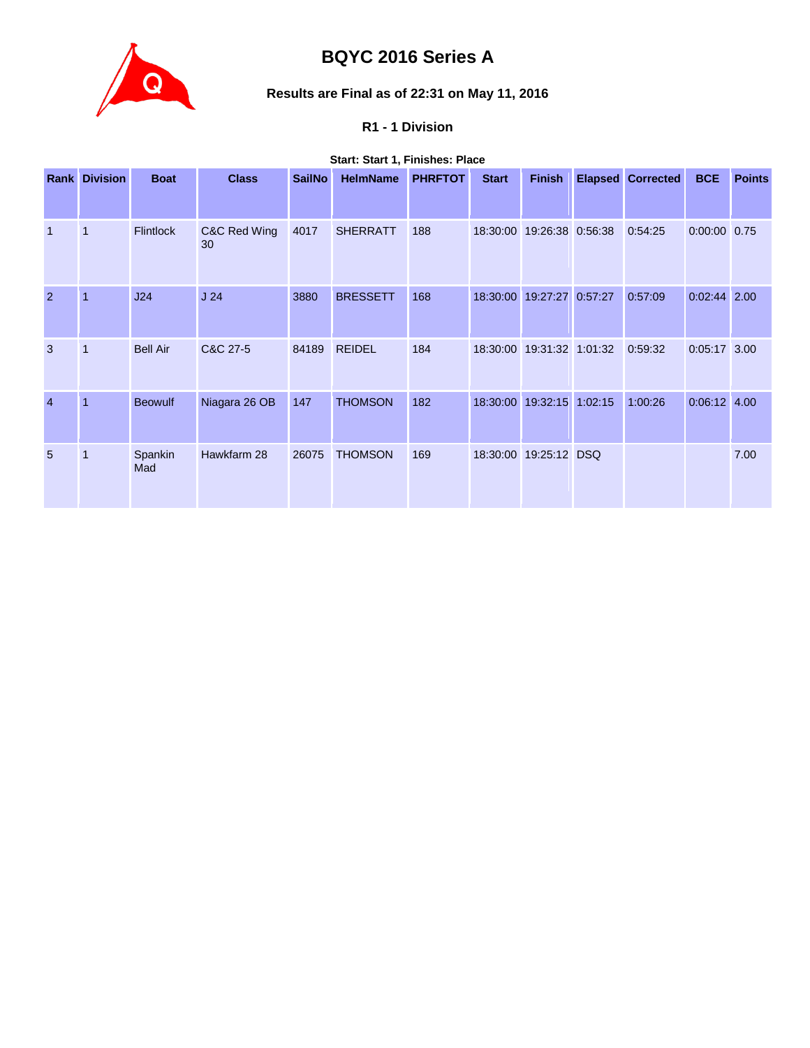# BQYC 2016 Series A

### Results are Final as of 22:31 on May 11, 2016

### R1 - 1 Division

**Start: Start 1, Finishes: Place**

| Rank | Division | Boat | Class | SailNo | HelmName | PHRFTOT | Start | Finish | Elapsed | Corrected | BCE | Points |
|---|---|---|---|---|---|---|---|---|---|---|---|---|
| 1 | 1 | Flintlock | C&C Red Wing 30 | 4017 | SHERRATT | 188 | 18:30:00 | 19:26:38 | 0:56:38 | 0:54:25 | 0:00:00 | 0.75 |
| 2 | 1 | J24 | J 24 | 3880 | BRESSETT | 168 | 18:30:00 | 19:27:27 | 0:57:27 | 0:57:09 | 0:02:44 | 2.00 |
| 3 | 1 | Bell Air | C&C 27-5 | 84189 | REIDEL | 184 | 18:30:00 | 19:31:32 | 1:01:32 | 0:59:32 | 0:05:17 | 3.00 |
| 4 | 1 | Beowulf | Niagara 26 OB | 147 | THOMSON | 182 | 18:30:00 | 19:32:15 | 1:02:15 | 1:00:26 | 0:06:12 | 4.00 |
| 5 | 1 | Spankin Mad | Hawkfarm 28 | 26075 | THOMSON | 169 | 18:30:00 | 19:25:12 | DSQ | | | 7.00 |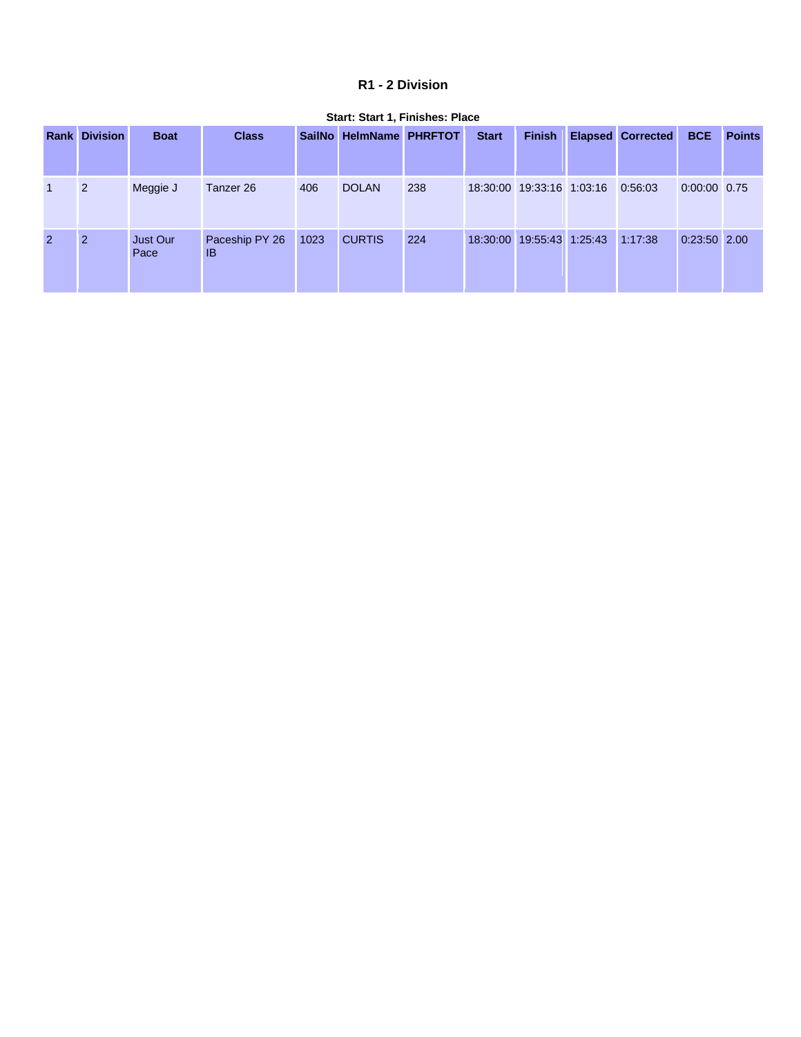### R1 - 2 Division

**Start: Start 1, Finishes: Place**

| Rank | Division | Boat | Class | SailNo | HelmName | PHRFTOT | Start | Finish | Elapsed | Corrected | BCE | Points |
|---|---|---|---|---|---|---|---|---|---|---|---|---|
| 1 | 2 | Meggie J | Tanzer 26 | 406 | DOLAN | 238 | 18:30:00 | 19:33:16 | 1:03:16 | 0:56:03 | 0:00:00 | 0.75 |
| 2 | 2 | Just Our Pace | Paceship PY 26 IB | 1023 | CURTIS | 224 | 18:30:00 | 19:55:43 | 1:25:43 | 1:17:38 | 0:23:50 | 2.00 |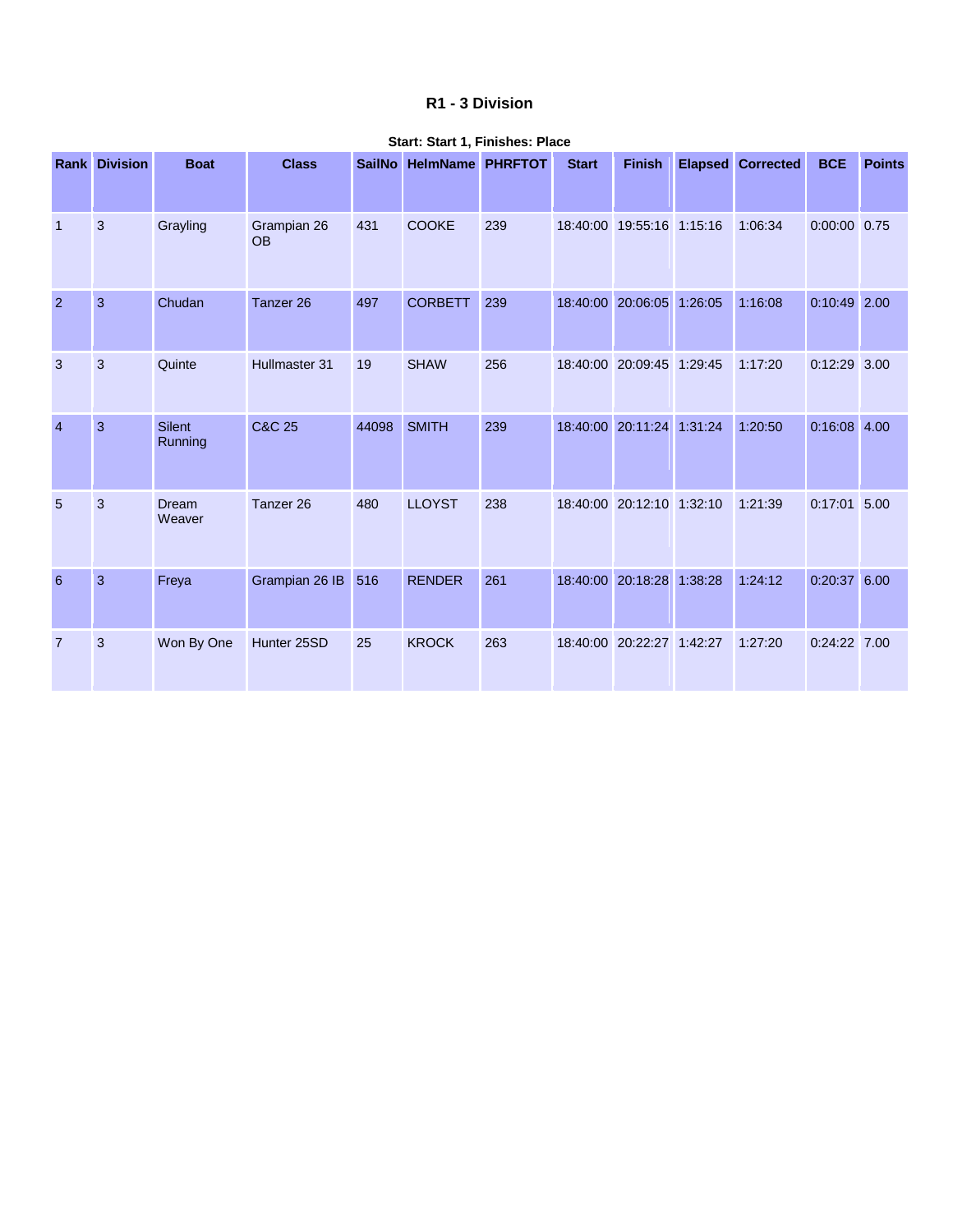# R1 - 3 Division

**Start: Start 1, Finishes: Place**

| Rank | Division | Boat | Class | SailNo | HelmName | PHRFTOT | Start | Finish | Elapsed | Corrected | BCE | Points |
|---|---|---|---|---|---|---|---|---|---|---|---|---|
| 1 | 3 | Grayling | Grampian 26 OB | 431 | COOKE | 239 | 18:40:00 | 19:55:16 | 1:15:16 | 1:06:34 | 0:00:00 | 0.75 |
| 2 | 3 | Chudan | Tanzer 26 | 497 | CORBETT | 239 | 18:40:00 | 20:06:05 | 1:26:05 | 1:16:08 | 0:10:49 | 2.00 |
| 3 | 3 | Quinte | Hullmaster 31 | 19 | SHAW | 256 | 18:40:00 | 20:09:45 | 1:29:45 | 1:17:20 | 0:12:29 | 3.00 |
| 4 | 3 | Silent Running | C&C 25 | 44098 | SMITH | 239 | 18:40:00 | 20:11:24 | 1:31:24 | 1:20:50 | 0:16:08 | 4.00 |
| 5 | 3 | Dream Weaver | Tanzer 26 | 480 | LLOYST | 238 | 18:40:00 | 20:12:10 | 1:32:10 | 1:21:39 | 0:17:01 | 5.00 |
| 6 | 3 | Freya | Grampian 26 IB | 516 | RENDER | 261 | 18:40:00 | 20:18:28 | 1:38:28 | 1:24:12 | 0:20:37 | 6.00 |
| 7 | 3 | Won By One | Hunter 25SD | 25 | KROCK | 263 | 18:40:00 | 20:22:27 | 1:42:27 | 1:27:20 | 0:24:22 | 7.00 |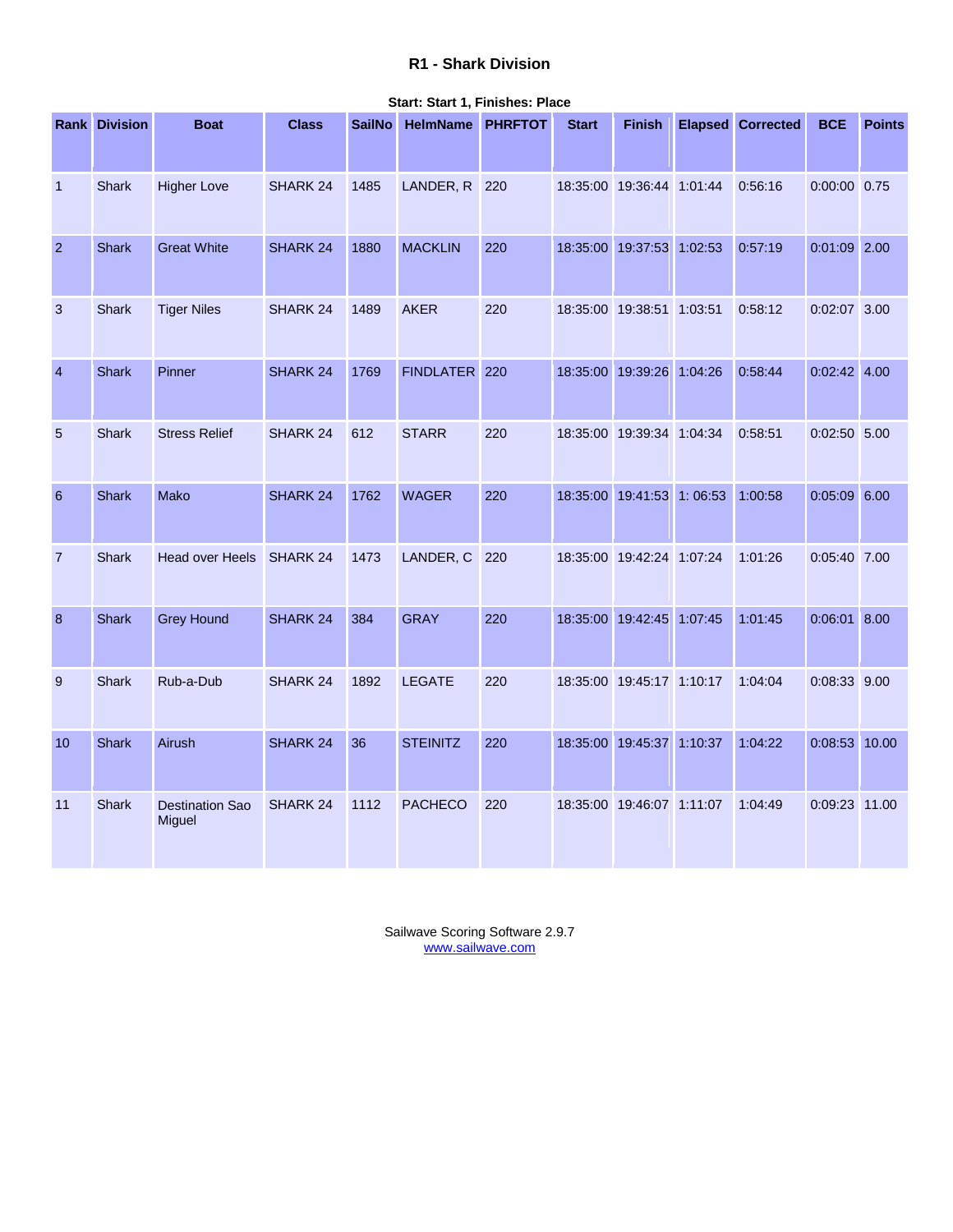### R1 - Shark Division

**Start: Start 1, Finishes: Place**

| Rank | Division | Boat | Class | SailNo | HelmName | PHRFTOT | Start | Finish | Elapsed | Corrected | BCE | Points |
|---|---|---|---|---|---|---|---|---|---|---|---|---|
| 1 | Shark | Higher Love | SHARK 24 | 1485 | LANDER, R | 220 | 18:35:00 | 19:36:44 | 1:01:44 | 0:56:16 | 0:00:00 | 0.75 |
| 2 | Shark | Great White | SHARK 24 | 1880 | MACKLIN | 220 | 18:35:00 | 19:37:53 | 1:02:53 | 0:57:19 | 0:01:09 | 2.00 |
| 3 | Shark | Tiger Niles | SHARK 24 | 1489 | AKER | 220 | 18:35:00 | 19:38:51 | 1:03:51 | 0:58:12 | 0:02:07 | 3.00 |
| 4 | Shark | Pinner | SHARK 24 | 1769 | FINDLATER | 220 | 18:35:00 | 19:39:26 | 1:04:26 | 0:58:44 | 0:02:42 | 4.00 |
| 5 | Shark | Stress Relief | SHARK 24 | 612 | STARR | 220 | 18:35:00 | 19:39:34 | 1:04:34 | 0:58:51 | 0:02:50 | 5.00 |
| 6 | Shark | Mako | SHARK 24 | 1762 | WAGER | 220 | 18:35:00 | 19:41:53 | 1: 06:53 | 1:00:58 | 0:05:09 | 6.00 |
| 7 | Shark | Head over Heels | SHARK 24 | 1473 | LANDER, C | 220 | 18:35:00 | 19:42:24 | 1:07:24 | 1:01:26 | 0:05:40 | 7.00 |
| 8 | Shark | Grey Hound | SHARK 24 | 384 | GRAY | 220 | 18:35:00 | 19:42:45 | 1:07:45 | 1:01:45 | 0:06:01 | 8.00 |
| 9 | Shark | Rub-a-Dub | SHARK 24 | 1892 | LEGATE | 220 | 18:35:00 | 19:45:17 | 1:10:17 | 1:04:04 | 0:08:33 | 9.00 |
| 10 | Shark | Airush | SHARK 24 | 36 | STEINITZ | 220 | 18:35:00 | 19:45:37 | 1:10:37 | 1:04:22 | 0:08:53 | 10.00 |
| 11 | Shark | Destination Sao Miguel | SHARK 24 | 1112 | PACHECO | 220 | 18:35:00 | 19:46:07 | 1:11:07 | 1:04:49 | 0:09:23 | 11.00 |

Sailwave Scoring Software 2.9.7
www.sailwave.com